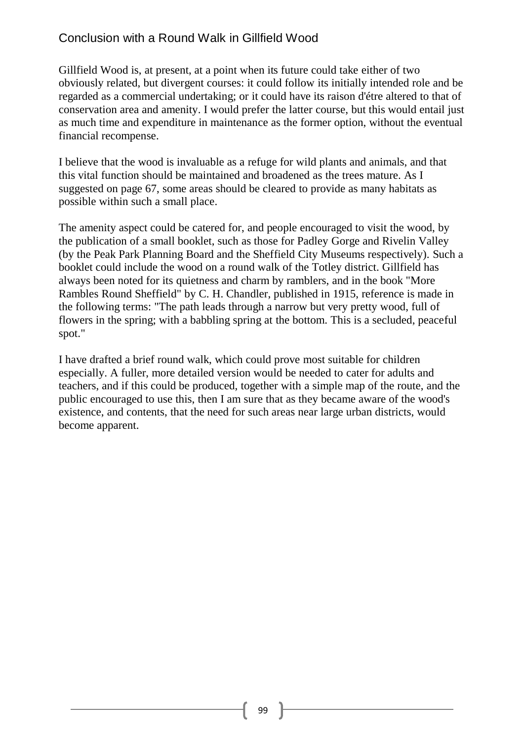## Conclusion with a Round Walk in Gillfield Wood

Gillfield Wood is, at present, at a point when its future could take either of two obviously related, but divergent courses: it could follow its initially intended role and be regarded as a commercial undertaking; or it could have its raison d'étre altered to that of conservation area and amenity. I would prefer the latter course, but this would entail just as much time and expenditure in maintenance as the former option, without the eventual financial recompense.

I believe that the wood is invaluable as a refuge for wild plants and animals, and that this vital function should be maintained and broadened as the trees mature. As I suggested on page 67, some areas should be cleared to provide as many habitats as possible within such a small place.

The amenity aspect could be catered for, and people encouraged to visit the wood, by the publication of a small booklet, such as those for Padley Gorge and Rivelin Valley (by the Peak Park Planning Board and the Sheffield City Museums respectively). Such a booklet could include the wood on a round walk of the Totley district. Gillfield has always been noted for its quietness and charm by ramblers, and in the book "More Rambles Round Sheffield" by C. H. Chandler, published in 1915, reference is made in the following terms: "The path leads through a narrow but very pretty wood, full of flowers in the spring; with a babbling spring at the bottom. This is a secluded, peaceful spot."

I have drafted a brief round walk, which could prove most suitable for children especially. A fuller, more detailed version would be needed to cater for adults and teachers, and if this could be produced, together with a simple map of the route, and the public encouraged to use this, then I am sure that as they became aware of the wood's existence, and contents, that the need for such areas near large urban districts, would become apparent.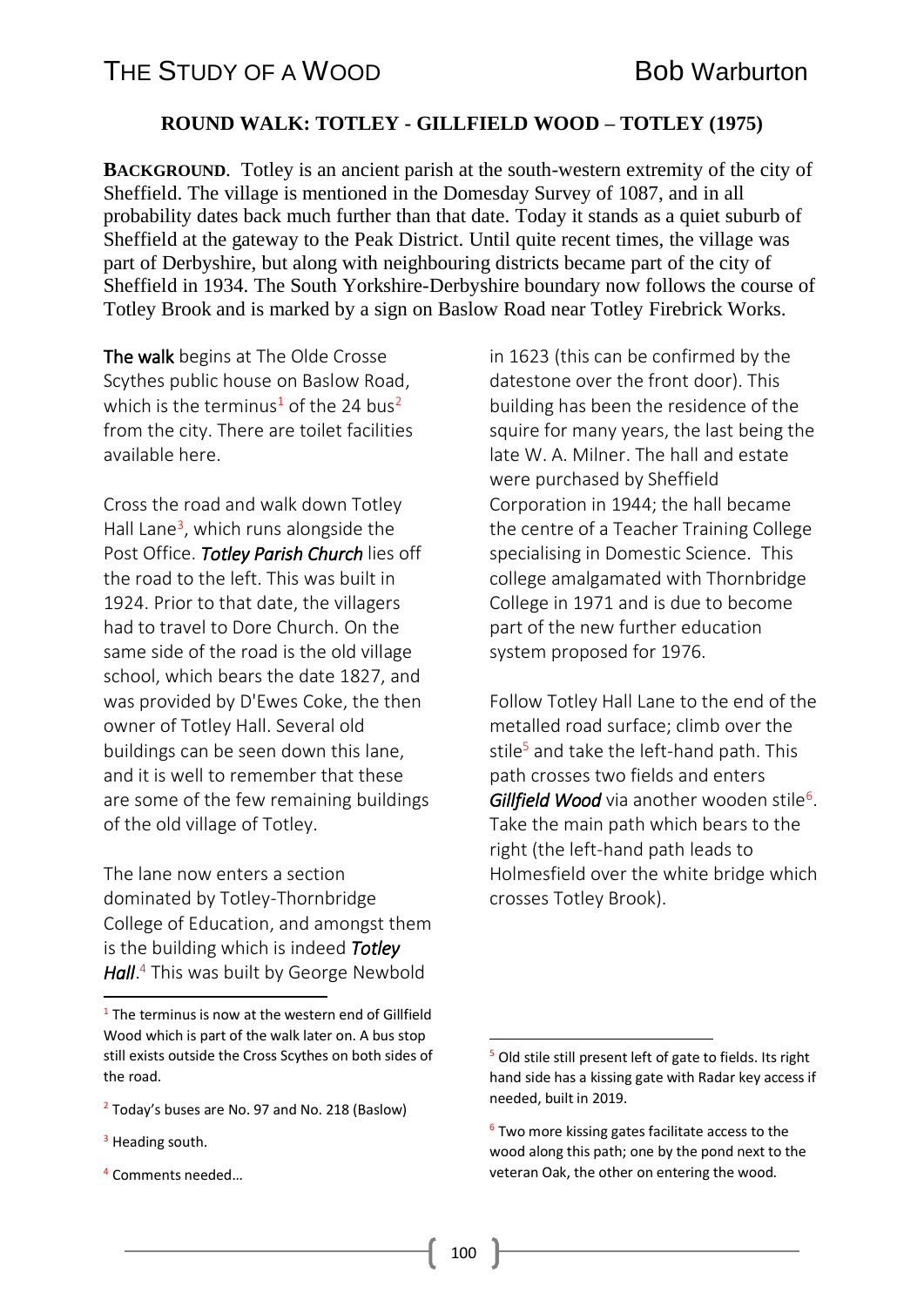## ROUND WALK: TOTLEY - GILLFIELD WOOD – TOTLEY (1975)

**BACKGROUND**. Totley is an ancient parish at the south-western extremity of the city of Sheffield. The village is mentioned in the Domesday Survey of 1087, and in all probability dates back much further than that date. Today it stands as a quiet suburb of Sheffield at the gateway to the Peak District. Until quite recent times, the village was part of Derbyshire, but along with neighbouring districts became part of the city of Sheffield in 1934. The South Yorkshire-Derbyshire boundary now follows the course of Totley Brook and is marked by a sign on Baslow Road near Totley Firebrick Works.

**The walk** begins at The Olde Crosse Scythes public house on Baslow Road, which is the terminus[1] of the 24 bus[2] from the city. There are toilet facilities available here.

Cross the road and walk down Totley Hall Lane[3], which runs alongside the Post Office. ***Totley Parish Church*** lies off the road to the left. This was built in 1924. Prior to that date, the villagers had to travel to Dore Church. On the same side of the road is the old village school, which bears the date 1827, and was provided by D'Ewes Coke, the then owner of Totley Hall. Several old buildings can be seen down this lane, and it is well to remember that these are some of the few remaining buildings of the old village of Totley.

The lane now enters a section dominated by Totley-Thornbridge College of Education, and amongst them is the building which is indeed ***Totley Hall***.[4] This was built by George Newbold in 1623 (this can be confirmed by the datestone over the front door). This building has been the residence of the squire for many years, the last being the late W. A. Milner. The hall and estate were purchased by Sheffield Corporation in 1944; the hall became the centre of a Teacher Training College specialising in Domestic Science. This college amalgamated with Thornbridge College in 1971 and is due to become part of the new further education system proposed for 1976.

Follow Totley Hall Lane to the end of the metalled road surface; climb over the stile[5] and take the left-hand path. This path crosses two fields and enters ***Gillfield Wood*** via another wooden stile[6]. Take the main path which bears to the right (the left-hand path leads to Holmesfield over the white bridge which crosses Totley Brook).

---

[1] The terminus is now at the western end of Gillfield Wood which is part of the walk later on. A bus stop still exists outside the Cross Scythes on both sides of the road.

[2] Today's buses are No. 97 and No. 218 (Baslow)

[3] Heading south.

[4] Comments needed…

[5] Old stile still present left of gate to fields. Its right hand side has a kissing gate with Radar key access if needed, built in 2019.

[6] Two more kissing gates facilitate access to the wood along this path; one by the pond next to the veteran Oak, the other on entering the wood.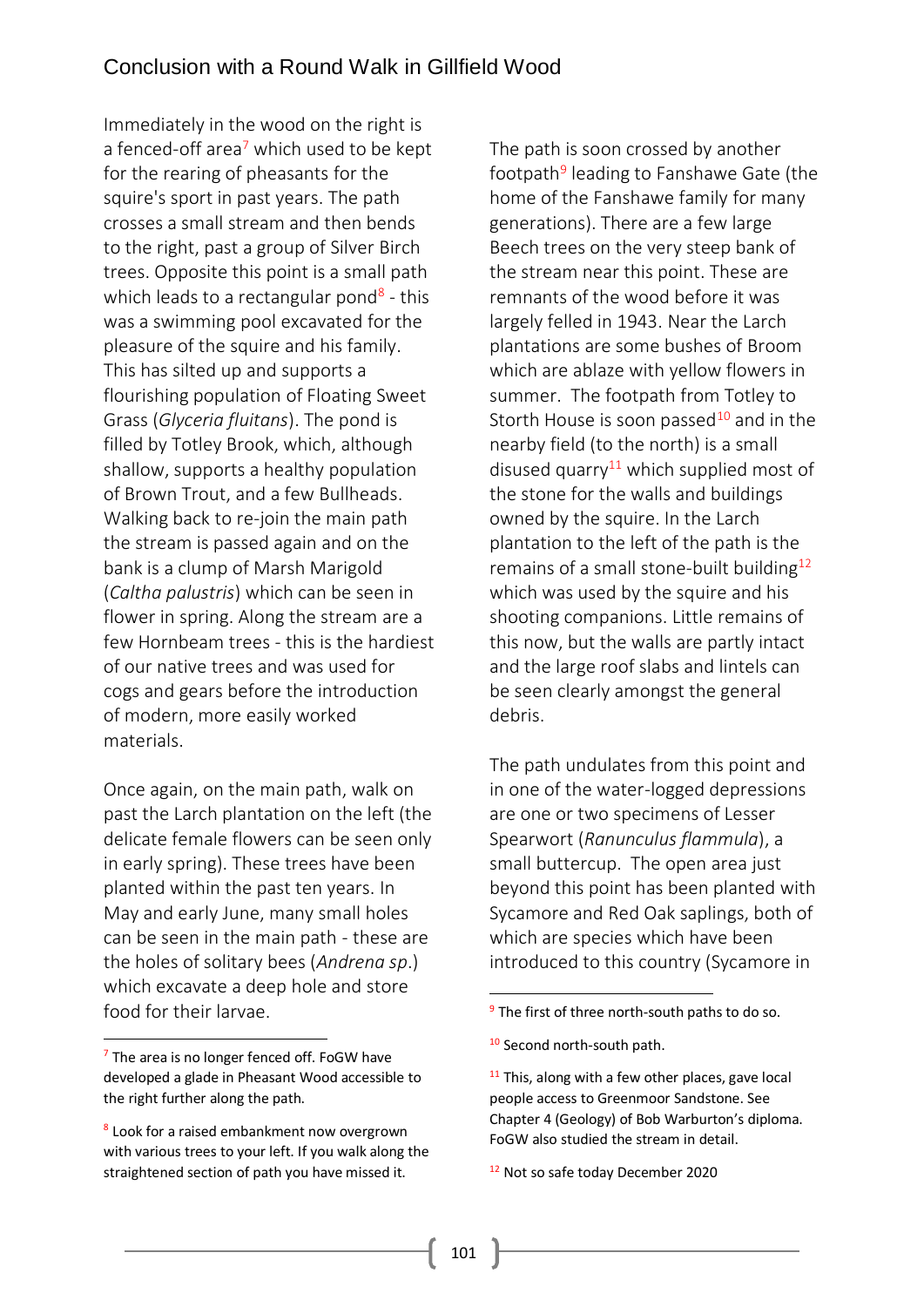## Conclusion with a Round Walk in Gillfield Wood

Immediately in the wood on the right is a fenced-off area[7] which used to be kept for the rearing of pheasants for the squire's sport in past years. The path crosses a small stream and then bends to the right, past a group of Silver Birch trees. Opposite this point is a small path which leads to a rectangular pond[8] - this was a swimming pool excavated for the pleasure of the squire and his family. This has silted up and supports a flourishing population of Floating Sweet Grass (*Glyceria fluitans*). The pond is filled by Totley Brook, which, although shallow, supports a healthy population of Brown Trout, and a few Bullheads. Walking back to re-join the main path the stream is passed again and on the bank is a clump of Marsh Marigold (*Caltha palustris*) which can be seen in flower in spring. Along the stream are a few Hornbeam trees - this is the hardiest of our native trees and was used for cogs and gears before the introduction of modern, more easily worked materials.

Once again, on the main path, walk on past the Larch plantation on the left (the delicate female flowers can be seen only in early spring). These trees have been planted within the past ten years. In May and early June, many small holes can be seen in the main path - these are the holes of solitary bees (*Andrena sp*.) which excavate a deep hole and store food for their larvae.

The path is soon crossed by another footpath[9] leading to Fanshawe Gate (the home of the Fanshawe family for many generations). There are a few large Beech trees on the very steep bank of the stream near this point. These are remnants of the wood before it was largely felled in 1943. Near the Larch plantations are some bushes of Broom which are ablaze with yellow flowers in summer. The footpath from Totley to Storth House is soon passed[10] and in the nearby field (to the north) is a small disused quarry[11] which supplied most of the stone for the walls and buildings owned by the squire. In the Larch plantation to the left of the path is the remains of a small stone-built building[12] which was used by the squire and his shooting companions. Little remains of this now, but the walls are partly intact and the large roof slabs and lintels can be seen clearly amongst the general debris.

The path undulates from this point and in one of the water-logged depressions are one or two specimens of Lesser Spearwort (*Ranunculus flammula*), a small buttercup. The open area just beyond this point has been planted with Sycamore and Red Oak saplings, both of which are species which have been introduced to this country (Sycamore in

---

[7] The area is no longer fenced off. FoGW have developed a glade in Pheasant Wood accessible to the right further along the path.

[8] Look for a raised embankment now overgrown with various trees to your left. If you walk along the straightened section of path you have missed it.

[9] The first of three north-south paths to do so.

[10] Second north-south path.

[11] This, along with a few other places, gave local people access to Greenmoor Sandstone. See Chapter 4 (Geology) of Bob Warburton's diploma. FoGW also studied the stream in detail.

[12] Not so safe today December 2020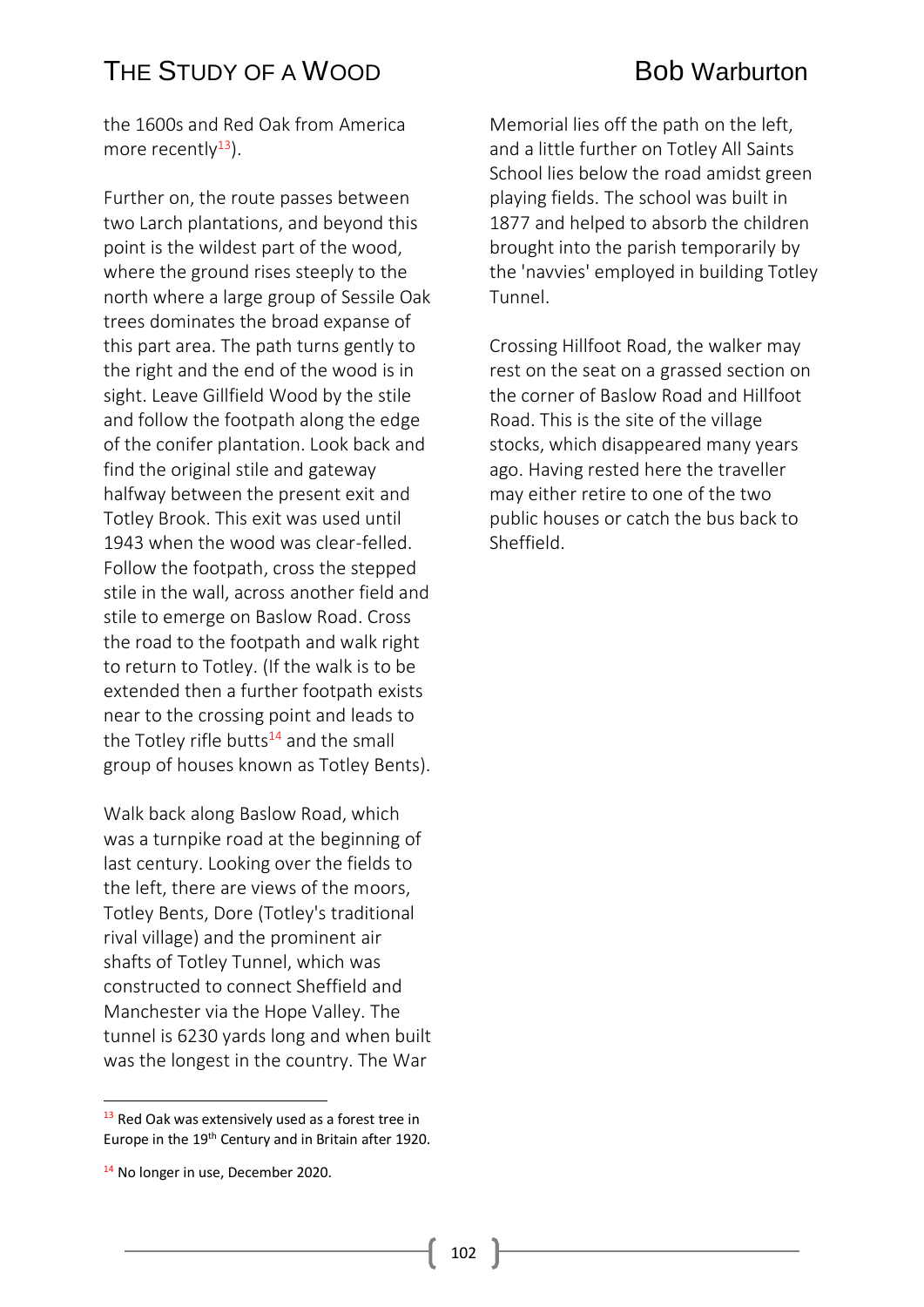the 1600s and Red Oak from America more recently[13]).

Further on, the route passes between two Larch plantations, and beyond this point is the wildest part of the wood, where the ground rises steeply to the north where a large group of Sessile Oak trees dominates the broad expanse of this part area. The path turns gently to the right and the end of the wood is in sight. Leave Gillfield Wood by the stile and follow the footpath along the edge of the conifer plantation. Look back and find the original stile and gateway halfway between the present exit and Totley Brook. This exit was used until 1943 when the wood was clear-felled. Follow the footpath, cross the stepped stile in the wall, across another field and stile to emerge on Baslow Road. Cross the road to the footpath and walk right to return to Totley. (If the walk is to be extended then a further footpath exists near to the crossing point and leads to the Totley rifle butts[14] and the small group of houses known as Totley Bents).

Walk back along Baslow Road, which was a turnpike road at the beginning of last century. Looking over the fields to the left, there are views of the moors, Totley Bents, Dore (Totley's traditional rival village) and the prominent air shafts of Totley Tunnel, which was constructed to connect Sheffield and Manchester via the Hope Valley. The tunnel is 6230 yards long and when built was the longest in the country. The War Memorial lies off the path on the left, and a little further on Totley All Saints School lies below the road amidst green playing fields. The school was built in 1877 and helped to absorb the children brought into the parish temporarily by the 'navvies' employed in building Totley Tunnel.

Crossing Hillfoot Road, the walker may rest on the seat on a grassed section on the corner of Baslow Road and Hillfoot Road. This is the site of the village stocks, which disappeared many years ago. Having rested here the traveller may either retire to one of the two public houses or catch the bus back to Sheffield.

---

[13] Red Oak was extensively used as a forest tree in Europe in the 19th Century and in Britain after 1920.

[14] No longer in use, December 2020.